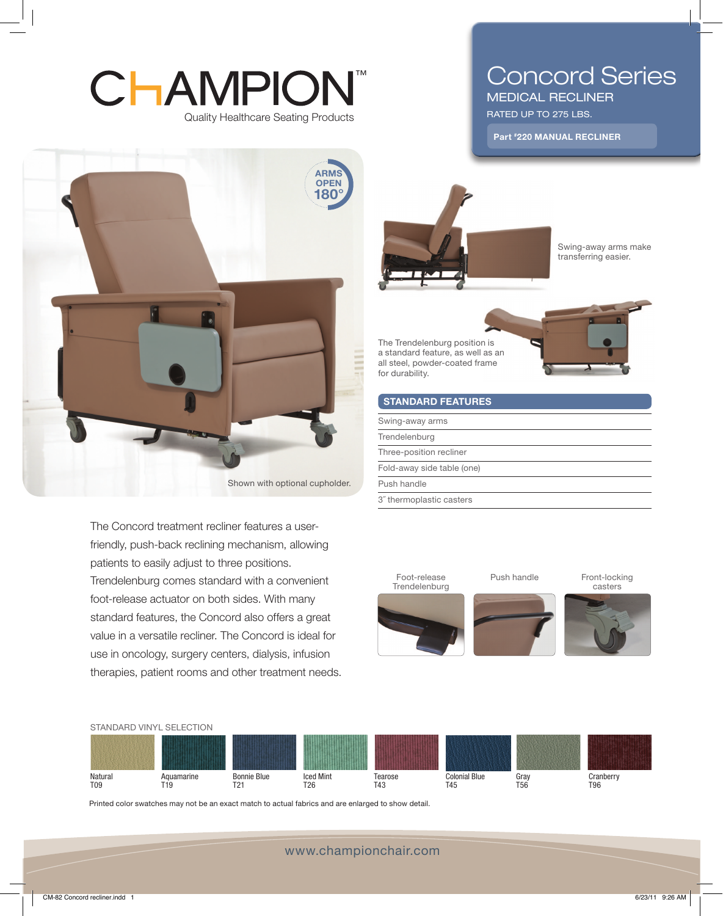# CHAMPION™

Quality Healthcare Seating Products

# Concord Series

## MEDICAL RECLINER

RATED UP TO 275 LBS.

**Part #220 MANUAL RECLINER**

ARMS OPEN 180°

Shown with optional cupholder.

Swing-away arms make transferring easier.

The Trendelenburg position is a standard feature, as well as an all steel, powder-coated frame for durability.

| STANDARD FEATURES |
| --- |
| Swing-away arms |
| Trendelenburg |
| Three-position recliner |
| Fold-away side table (one) |
| Push handle |
| 3″ thermoplastic casters |

The Concord treatment recliner features a user-friendly, push-back reclining mechanism, allowing patients to easily adjust to three positions. Trendelenburg comes standard with a convenient foot-release actuator on both sides. With many standard features, the Concord also offers a great value in a versatile recliner. The Concord is ideal for use in oncology, surgery centers, dialysis, infusion therapies, patient rooms and other treatment needs.

Foot-release Trendelenburg

Push handle

Front-locking casters

STANDARD VINYL SELECTION

| Natural | Aquamarine | Bonnie Blue | Iced Mint | Tearose | Colonial Blue | Gray | Cranberry |
| --- | --- | --- | --- | --- | --- | --- | --- |
| T09 | T19 | T21 | T26 | T43 | T45 | T56 | T96 |

Printed color swatches may not be an exact match to actual fabrics and are enlarged to show detail.

www.championchair.com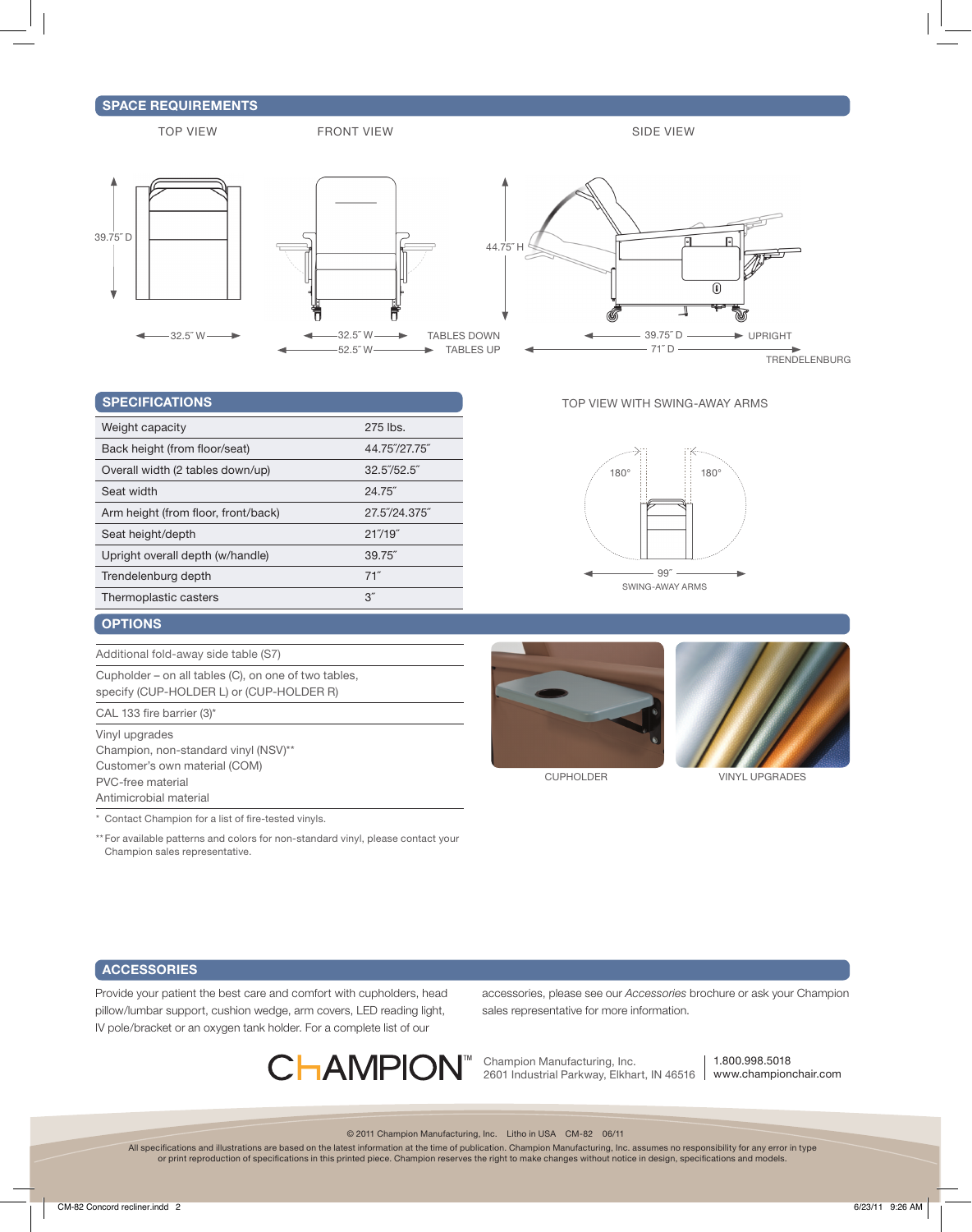## SPACE REQUIREMENTS

TOP VIEW

39.75˝ D

32.5˝ W

FRONT VIEW

32.5˝ W TABLES DOWN

52.5˝ W TABLES UP

SIDE VIEW

44.75˝ H

39.75˝ D UPRIGHT

71˝ D TRENDELENBURG

## SPECIFICATIONS

| | |
|---|---|
| Weight capacity | 275 lbs. |
| Back height (from floor/seat) | 44.75˝/27.75˝ |
| Overall width (2 tables down/up) | 32.5˝/52.5˝ |
| Seat width | 24.75˝ |
| Arm height (from floor, front/back) | 27.5˝/24.375˝ |
| Seat height/depth | 21˝/19˝ |
| Upright overall depth (w/handle) | 39.75˝ |
| Trendelenburg depth | 71˝ |
| Thermoplastic casters | 3˝ |

TOP VIEW WITH SWING-AWAY ARMS

180° 180°

99˝

SWING-AWAY ARMS

## OPTIONS

Additional fold-away side table (S7)

Cupholder – on all tables (C), on one of two tables, specify (CUP-HOLDER L) or (CUP-HOLDER R)

CAL 133 fire barrier (3)*

Vinyl upgrades
Champion, non-standard vinyl (NSV)**
Customer's own material (COM)
PVC-free material
Antimicrobial material

\* Contact Champion for a list of fire-tested vinyls.

** For available patterns and colors for non-standard vinyl, please contact your Champion sales representative.

CUPHOLDER

VINYL UPGRADES

## ACCESSORIES

Provide your patient the best care and comfort with cupholders, head pillow/lumbar support, cushion wedge, arm covers, LED reading light, IV pole/bracket or an oxygen tank holder. For a complete list of our accessories, please see our *Accessories* brochure or ask your Champion sales representative for more information.

CHAMPION™

Champion Manufacturing, Inc.
2601 Industrial Parkway, Elkhart, IN 46516

1.800.998.5018
www.championchair.com

© 2011 Champion Manufacturing, Inc. Litho in USA CM-82 06/11

All specifications and illustrations are based on the latest information at the time of publication. Champion Manufacturing, Inc. assumes no responsibility for any error in type or print reproduction of specifications in this printed piece. Champion reserves the right to make changes without notice in design, specifications and models.